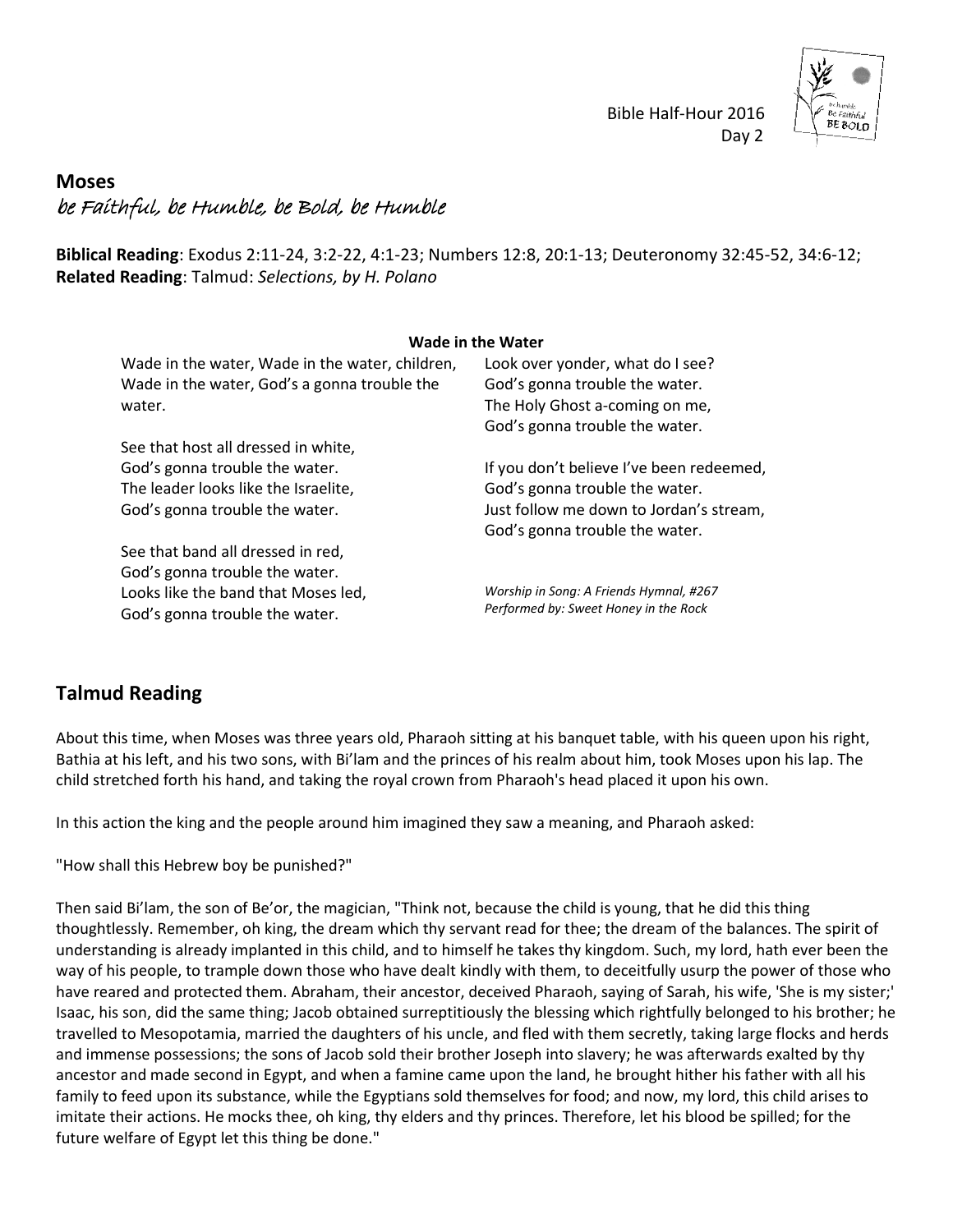Bible Half-Hour 2016
Day 2

## Moses

*be Faithful, be Humble, be Bold, be Humble*

**Biblical Reading**: Exodus 2:11-24, 3:2-22, 4:1-23; Numbers 12:8, 20:1-13; Deuteronomy 32:45-52, 34:6-12;
**Related Reading**: Talmud: *Selections, by H. Polano*

**Wade in the Water**

Wade in the water, Wade in the water, children,
Wade in the water, God's a gonna trouble the water.

See that host all dressed in white,
God's gonna trouble the water.
The leader looks like the Israelite,
God's gonna trouble the water.

See that band all dressed in red,
God's gonna trouble the water.
Looks like the band that Moses led,
God's gonna trouble the water.

Look over yonder, what do I see?
God's gonna trouble the water.
The Holy Ghost a-coming on me,
God's gonna trouble the water.

If you don't believe I've been redeemed,
God's gonna trouble the water.
Just follow me down to Jordan's stream,
God's gonna trouble the water.

*Worship in Song: A Friends Hymnal, #267*
*Performed by: Sweet Honey in the Rock*

## Talmud Reading

About this time, when Moses was three years old, Pharaoh sitting at his banquet table, with his queen upon his right, Bathia at his left, and his two sons, with Bi'lam and the princes of his realm about him, took Moses upon his lap. The child stretched forth his hand, and taking the royal crown from Pharaoh's head placed it upon his own.

In this action the king and the people around him imagined they saw a meaning, and Pharaoh asked:

"How shall this Hebrew boy be punished?"

Then said Bi'lam, the son of Be'or, the magician, "Think not, because the child is young, that he did this thing thoughtlessly. Remember, oh king, the dream which thy servant read for thee; the dream of the balances. The spirit of understanding is already implanted in this child, and to himself he takes thy kingdom. Such, my lord, hath ever been the way of his people, to trample down those who have dealt kindly with them, to deceitfully usurp the power of those who have reared and protected them. Abraham, their ancestor, deceived Pharaoh, saying of Sarah, his wife, 'She is my sister;' Isaac, his son, did the same thing; Jacob obtained surreptitiously the blessing which rightfully belonged to his brother; he travelled to Mesopotamia, married the daughters of his uncle, and fled with them secretly, taking large flocks and herds and immense possessions; the sons of Jacob sold their brother Joseph into slavery; he was afterwards exalted by thy ancestor and made second in Egypt, and when a famine came upon the land, he brought hither his father with all his family to feed upon its substance, while the Egyptians sold themselves for food; and now, my lord, this child arises to imitate their actions. He mocks thee, oh king, thy elders and thy princes. Therefore, let his blood be spilled; for the future welfare of Egypt let this thing be done."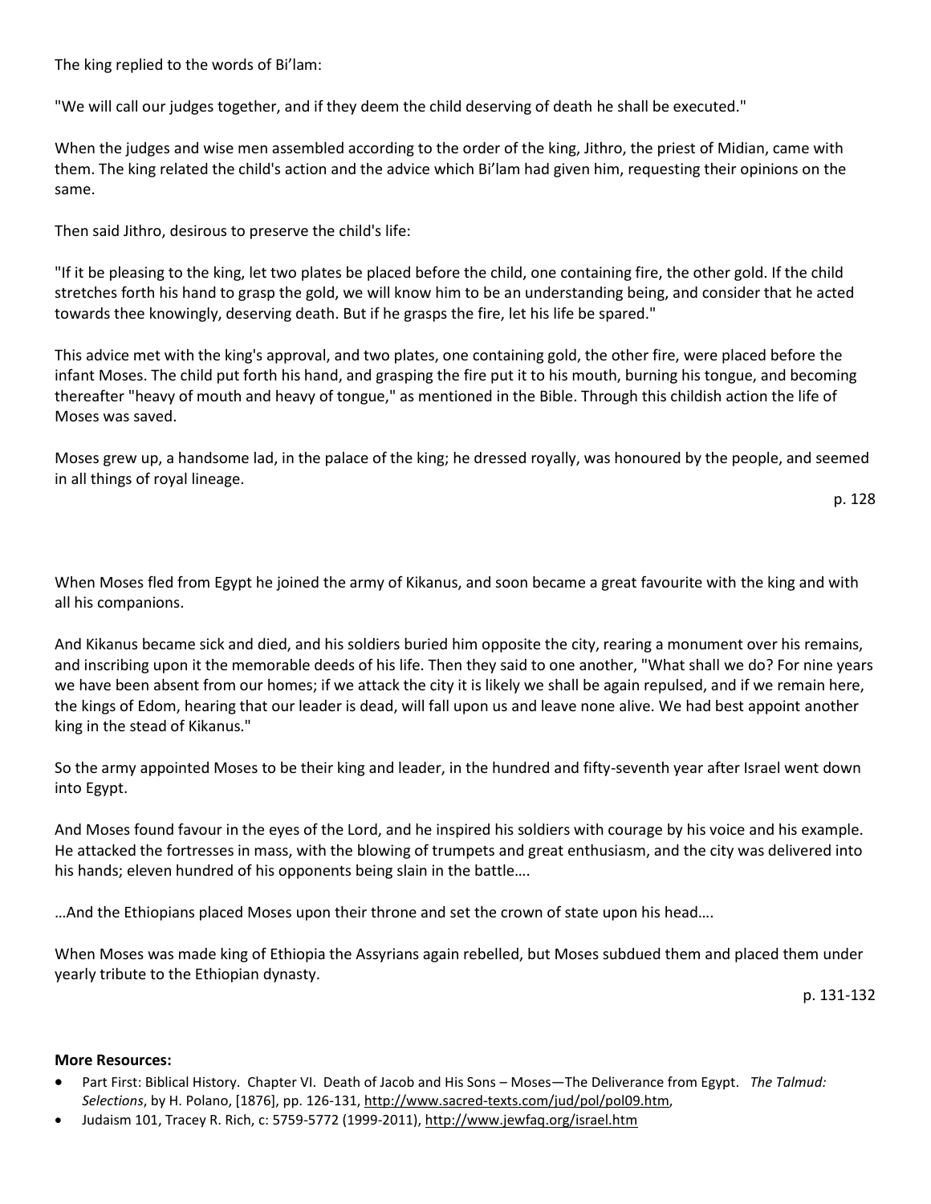The king replied to the words of Bi'lam:

"We will call our judges together, and if they deem the child deserving of death he shall be executed."

When the judges and wise men assembled according to the order of the king, Jithro, the priest of Midian, came with them. The king related the child's action and the advice which Bi'lam had given him, requesting their opinions on the same.

Then said Jithro, desirous to preserve the child's life:

"If it be pleasing to the king, let two plates be placed before the child, one containing fire, the other gold. If the child stretches forth his hand to grasp the gold, we will know him to be an understanding being, and consider that he acted towards thee knowingly, deserving death. But if he grasps the fire, let his life be spared."

This advice met with the king's approval, and two plates, one containing gold, the other fire, were placed before the infant Moses. The child put forth his hand, and grasping the fire put it to his mouth, burning his tongue, and becoming thereafter "heavy of mouth and heavy of tongue," as mentioned in the Bible. Through this childish action the life of Moses was saved.

Moses grew up, a handsome lad, in the palace of the king; he dressed royally, was honoured by the people, and seemed in all things of royal lineage.

p. 128

When Moses fled from Egypt he joined the army of Kikanus, and soon became a great favourite with the king and with all his companions.

And Kikanus became sick and died, and his soldiers buried him opposite the city, rearing a monument over his remains, and inscribing upon it the memorable deeds of his life. Then they said to one another, "What shall we do? For nine years we have been absent from our homes; if we attack the city it is likely we shall be again repulsed, and if we remain here, the kings of Edom, hearing that our leader is dead, will fall upon us and leave none alive. We had best appoint another king in the stead of Kikanus."

So the army appointed Moses to be their king and leader, in the hundred and fifty-seventh year after Israel went down into Egypt.

And Moses found favour in the eyes of the Lord, and he inspired his soldiers with courage by his voice and his example. He attacked the fortresses in mass, with the blowing of trumpets and great enthusiasm, and the city was delivered into his hands; eleven hundred of his opponents being slain in the battle….

…And the Ethiopians placed Moses upon their throne and set the crown of state upon his head….

When Moses was made king of Ethiopia the Assyrians again rebelled, but Moses subdued them and placed them under yearly tribute to the Ethiopian dynasty.

p. 131-132

**More Resources:**

- Part First: Biblical History. Chapter VI. Death of Jacob and His Sons – Moses—The Deliverance from Egypt. *The Talmud: Selections*, by H. Polano, [1876], pp. 126-131, http://www.sacred-texts.com/jud/pol/pol09.htm,
- Judaism 101, Tracey R. Rich, c: 5759-5772 (1999-2011), http://www.jewfaq.org/israel.htm